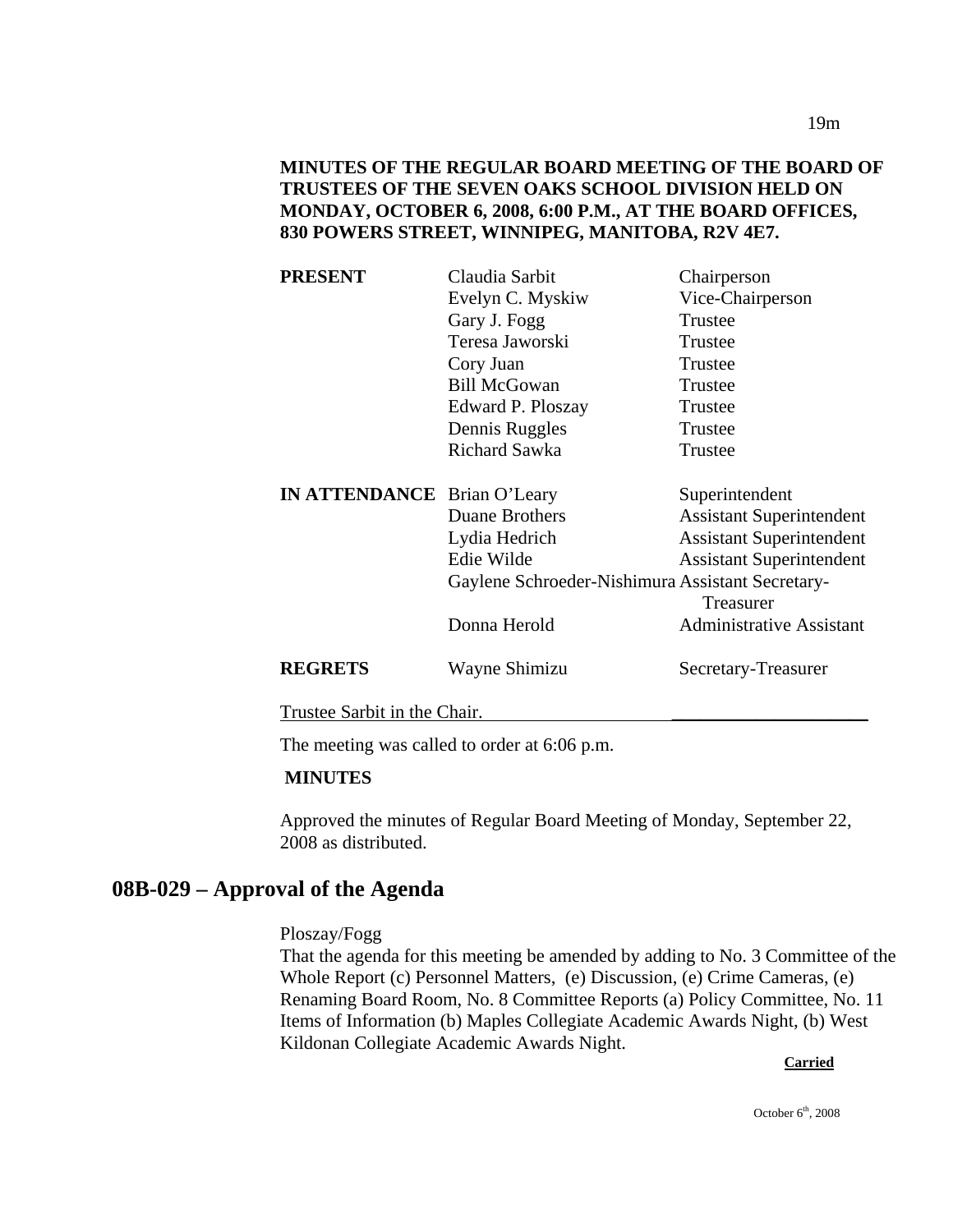**MINUTES OF THE REGULAR BOARD MEETING OF THE BOARD OF TRUSTEES OF THE SEVEN OAKS SCHOOL DIVISION HELD ON MONDAY, OCTOBER 6, 2008, 6:00 P.M., AT THE BOARD OFFICES, 830 POWERS STREET, WINNIPEG, MANITOBA, R2V 4E7.**

| | | |
|---|---|---|
| **PRESENT** | Claudia Sarbit | Chairperson |
| | Evelyn C. Myskiw | Vice-Chairperson |
| | Gary J. Fogg | Trustee |
| | Teresa Jaworski | Trustee |
| | Cory Juan | Trustee |
| | Bill McGowan | Trustee |
| | Edward P. Ploszay | Trustee |
| | Dennis Ruggles | Trustee |
| | Richard Sawka | Trustee |
| **IN ATTENDANCE** | Brian O'Leary | Superintendent |
| | Duane Brothers | Assistant Superintendent |
| | Lydia Hedrich | Assistant Superintendent |
| | Edie Wilde | Assistant Superintendent |
| | Gaylene Schroeder-Nishimura | Assistant Secretary-Treasurer |
| | Donna Herold | Administrative Assistant |
| **REGRETS** | Wayne Shimizu | Secretary-Treasurer |

Trustee Sarbit in the Chair.

The meeting was called to order at 6:06 p.m.

**MINUTES**

Approved the minutes of Regular Board Meeting of Monday, September 22, 2008 as distributed.

## 08B-029 – Approval of the Agenda

Ploszay/Fogg

That the agenda for this meeting be amended by adding to No. 3 Committee of the Whole Report (c) Personnel Matters, (e) Discussion, (e) Crime Cameras, (e) Renaming Board Room, No. 8 Committee Reports (a) Policy Committee, No. 11 Items of Information (b) Maples Collegiate Academic Awards Night, (b) West Kildonan Collegiate Academic Awards Night.

**Carried**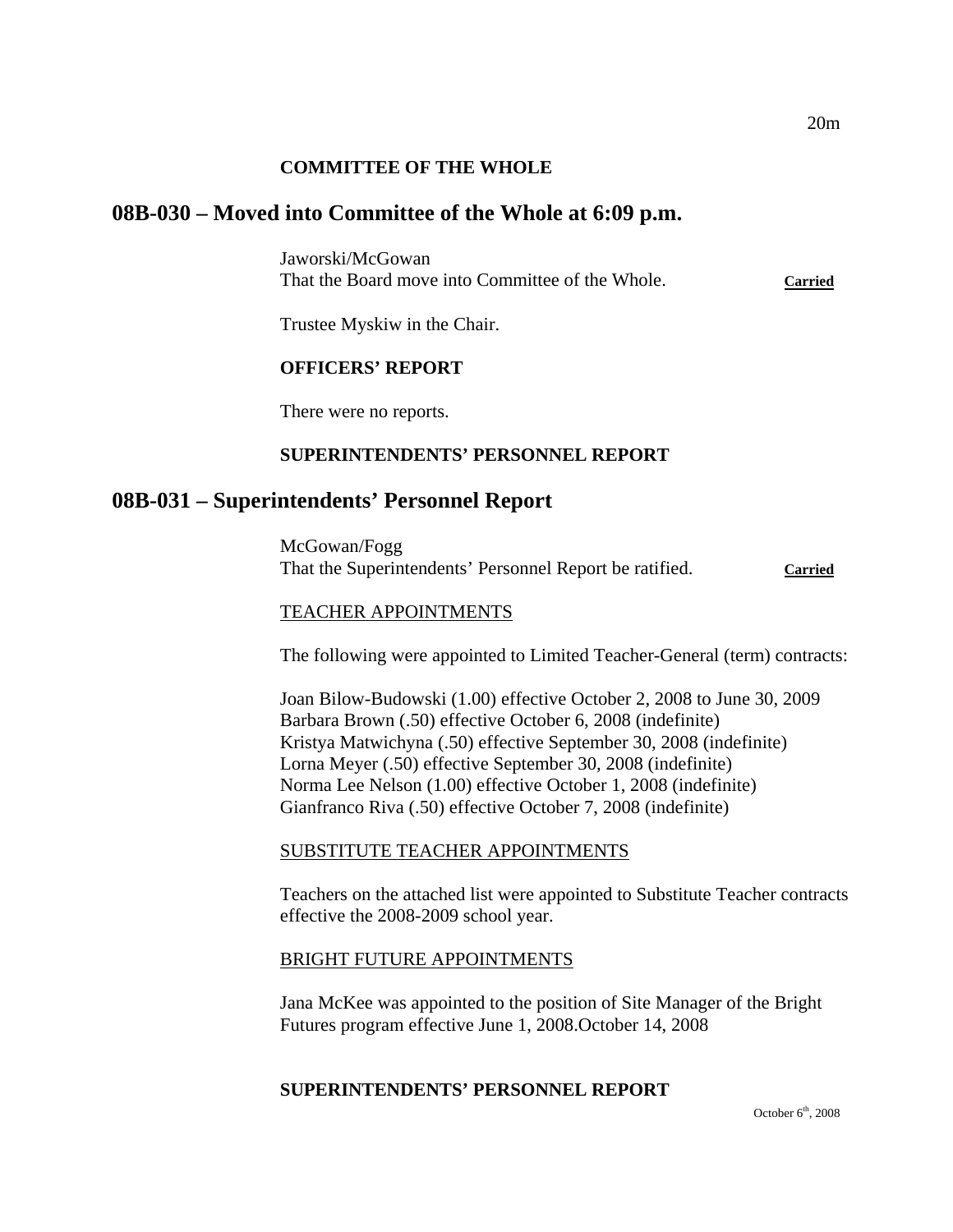**COMMITTEE OF THE WHOLE**

## 08B-030 – Moved into Committee of the Whole at 6:09 p.m.

Jaworski/McGowan
That the Board move into Committee of the Whole. **Carried**

Trustee Myskiw in the Chair.

**OFFICERS' REPORT**

There were no reports.

**SUPERINTENDENTS' PERSONNEL REPORT**

## 08B-031 – Superintendents' Personnel Report

McGowan/Fogg
That the Superintendents' Personnel Report be ratified. **Carried**

TEACHER APPOINTMENTS

The following were appointed to Limited Teacher-General (term) contracts:

Joan Bilow-Budowski (1.00) effective October 2, 2008 to June 30, 2009
Barbara Brown (.50) effective October 6, 2008 (indefinite)
Kristya Matwichyna (.50) effective September 30, 2008 (indefinite)
Lorna Meyer (.50) effective September 30, 2008 (indefinite)
Norma Lee Nelson (1.00) effective October 1, 2008 (indefinite)
Gianfranco Riva (.50) effective October 7, 2008 (indefinite)

SUBSTITUTE TEACHER APPOINTMENTS

Teachers on the attached list were appointed to Substitute Teacher contracts effective the 2008-2009 school year.

BRIGHT FUTURE APPOINTMENTS

Jana McKee was appointed to the position of Site Manager of the Bright Futures program effective June 1, 2008.October 14, 2008

**SUPERINTENDENTS' PERSONNEL REPORT**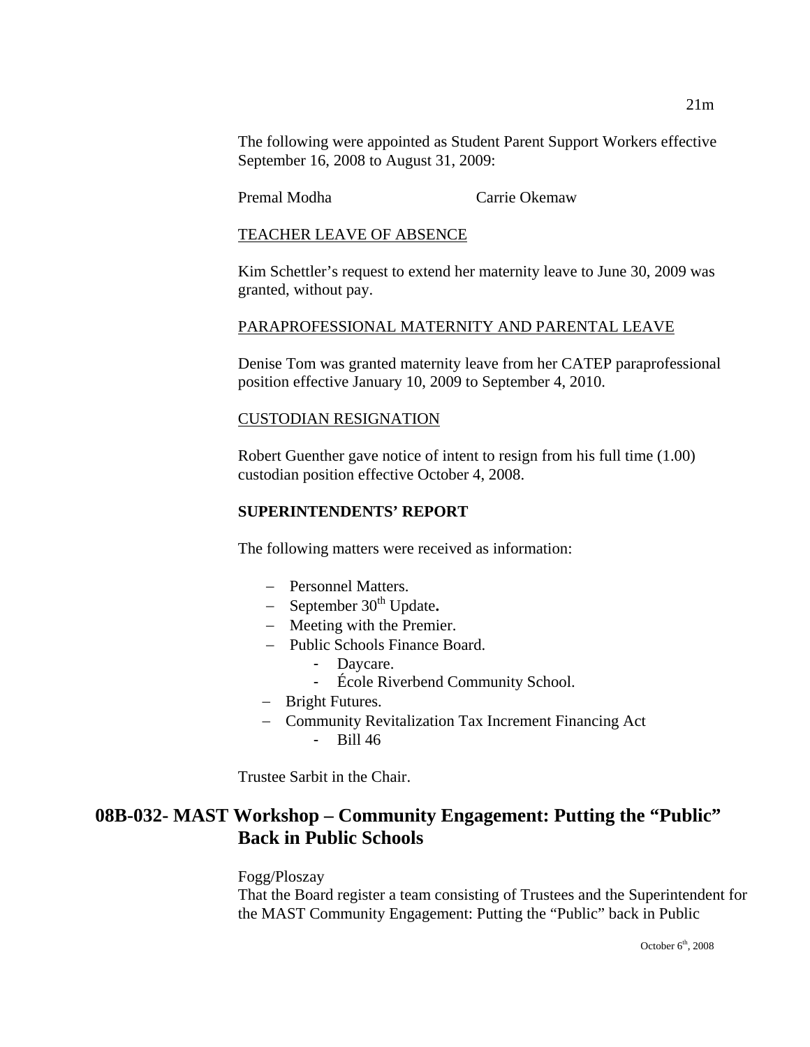The following were appointed as Student Parent Support Workers effective September 16, 2008 to August 31, 2009:

Premal Modha    Carrie Okemaw

TEACHER LEAVE OF ABSENCE

Kim Schettler's request to extend her maternity leave to June 30, 2009 was granted, without pay.

PARAPROFESSIONAL MATERNITY AND PARENTAL LEAVE

Denise Tom was granted maternity leave from her CATEP paraprofessional position effective January 10, 2009 to September 4, 2010.

CUSTODIAN RESIGNATION

Robert Guenther gave notice of intent to resign from his full time (1.00) custodian position effective October 4, 2008.

**SUPERINTENDENTS' REPORT**

The following matters were received as information:

- Personnel Matters.
- September 30th Update.
- Meeting with the Premier.
- Public Schools Finance Board.
  - Daycare.
  - École Riverbend Community School.
- Bright Futures.
- Community Revitalization Tax Increment Financing Act
  - Bill 46

Trustee Sarbit in the Chair.

## 08B-032- MAST Workshop – Community Engagement: Putting the "Public" Back in Public Schools

Fogg/Ploszay
That the Board register a team consisting of Trustees and the Superintendent for the MAST Community Engagement: Putting the "Public" back in Public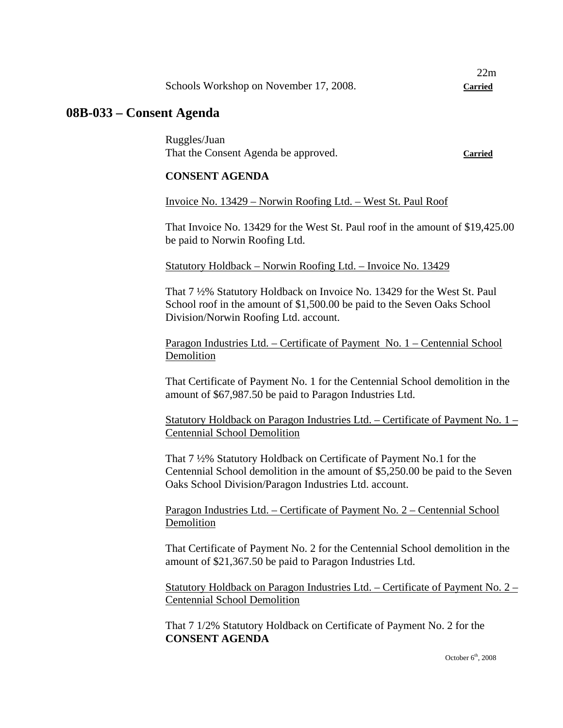22m

Schools Workshop on November 17, 2008. **Carried**

## 08B-033 – Consent Agenda

Ruggles/Juan
That the Consent Agenda be approved. **Carried**

**CONSENT AGENDA**

Invoice No. 13429 – Norwin Roofing Ltd. – West St. Paul Roof

That Invoice No. 13429 for the West St. Paul roof in the amount of $19,425.00 be paid to Norwin Roofing Ltd.

Statutory Holdback – Norwin Roofing Ltd. – Invoice No. 13429

That 7 ½% Statutory Holdback on Invoice No. 13429 for the West St. Paul School roof in the amount of $1,500.00 be paid to the Seven Oaks School Division/Norwin Roofing Ltd. account.

Paragon Industries Ltd. – Certificate of Payment No. 1 – Centennial School Demolition

That Certificate of Payment No. 1 for the Centennial School demolition in the amount of $67,987.50 be paid to Paragon Industries Ltd.

Statutory Holdback on Paragon Industries Ltd. – Certificate of Payment No. 1 – Centennial School Demolition

That 7 ½% Statutory Holdback on Certificate of Payment No.1 for the Centennial School demolition in the amount of $5,250.00 be paid to the Seven Oaks School Division/Paragon Industries Ltd. account.

Paragon Industries Ltd. – Certificate of Payment No. 2 – Centennial School Demolition

That Certificate of Payment No. 2 for the Centennial School demolition in the amount of $21,367.50 be paid to Paragon Industries Ltd.

Statutory Holdback on Paragon Industries Ltd. – Certificate of Payment No. 2 – Centennial School Demolition

That 7 1/2% Statutory Holdback on Certificate of Payment No. 2 for the
**CONSENT AGENDA**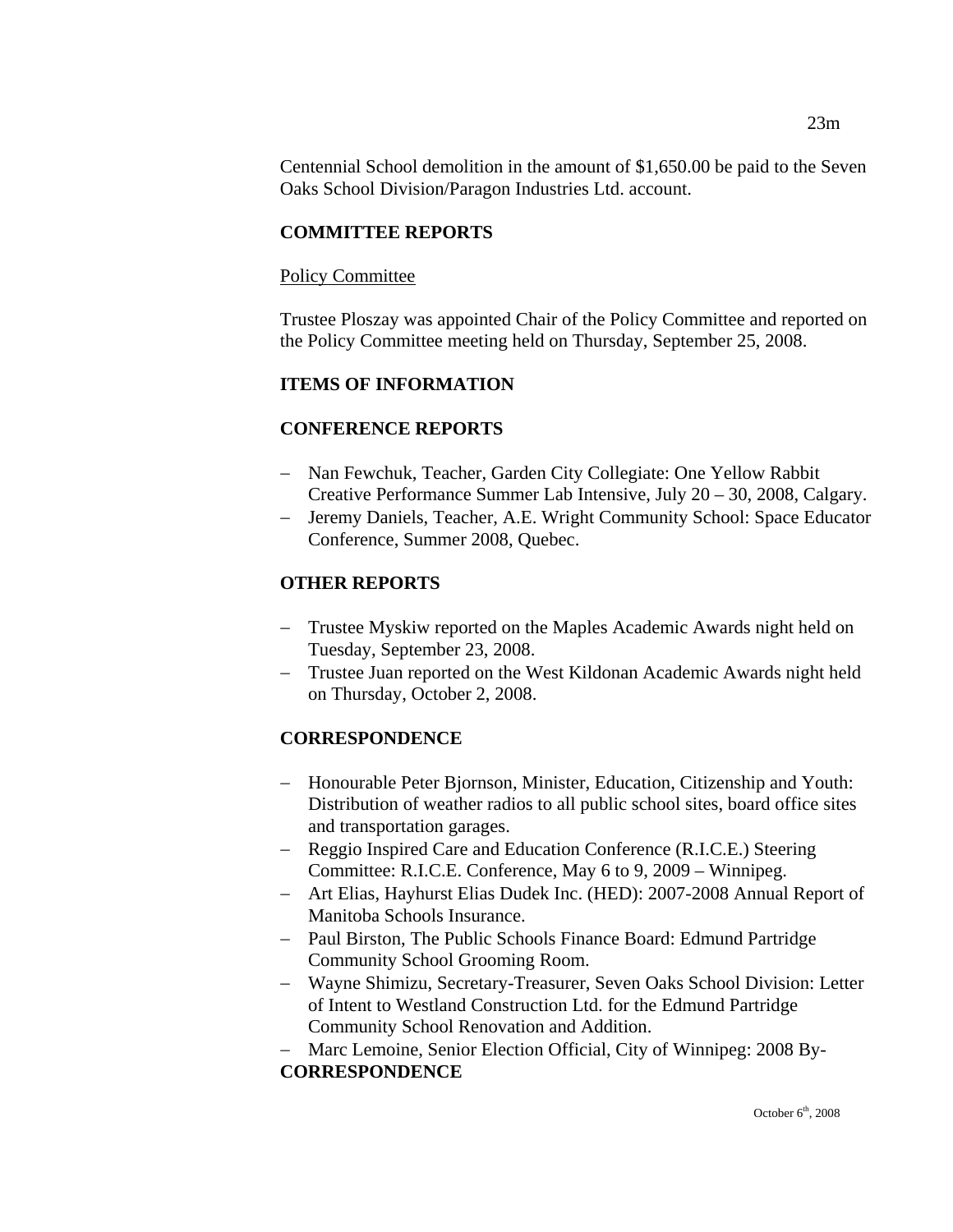Centennial School demolition in the amount of $1,650.00 be paid to the Seven Oaks School Division/Paragon Industries Ltd. account.

**COMMITTEE REPORTS**

Policy Committee

Trustee Ploszay was appointed Chair of the Policy Committee and reported on the Policy Committee meeting held on Thursday, September 25, 2008.

**ITEMS OF INFORMATION**

**CONFERENCE REPORTS**

- Nan Fewchuk, Teacher, Garden City Collegiate: One Yellow Rabbit Creative Performance Summer Lab Intensive, July 20 – 30, 2008, Calgary.
- Jeremy Daniels, Teacher, A.E. Wright Community School: Space Educator Conference, Summer 2008, Quebec.

**OTHER REPORTS**

- Trustee Myskiw reported on the Maples Academic Awards night held on Tuesday, September 23, 2008.
- Trustee Juan reported on the West Kildonan Academic Awards night held on Thursday, October 2, 2008.

**CORRESPONDENCE**

- Honourable Peter Bjornson, Minister, Education, Citizenship and Youth: Distribution of weather radios to all public school sites, board office sites and transportation garages.
- Reggio Inspired Care and Education Conference (R.I.C.E.) Steering Committee: R.I.C.E. Conference, May 6 to 9, 2009 – Winnipeg.
- Art Elias, Hayhurst Elias Dudek Inc. (HED): 2007-2008 Annual Report of Manitoba Schools Insurance.
- Paul Birston, The Public Schools Finance Board: Edmund Partridge Community School Grooming Room.
- Wayne Shimizu, Secretary-Treasurer, Seven Oaks School Division: Letter of Intent to Westland Construction Ltd. for the Edmund Partridge Community School Renovation and Addition.
- Marc Lemoine, Senior Election Official, City of Winnipeg: 2008 By-

**CORRESPONDENCE**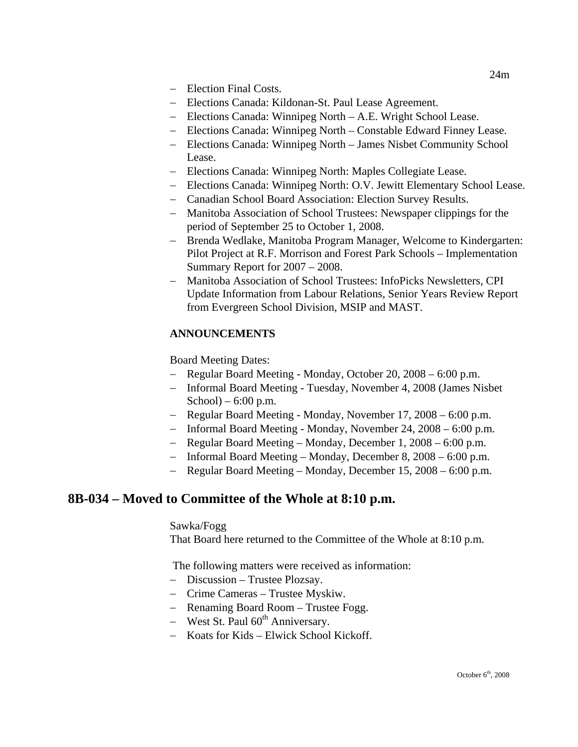- Election Final Costs.
- Elections Canada: Kildonan-St. Paul Lease Agreement.
- Elections Canada: Winnipeg North – A.E. Wright School Lease.
- Elections Canada: Winnipeg North – Constable Edward Finney Lease.
- Elections Canada: Winnipeg North – James Nisbet Community School Lease.
- Elections Canada: Winnipeg North: Maples Collegiate Lease.
- Elections Canada: Winnipeg North: O.V. Jewitt Elementary School Lease.
- Canadian School Board Association: Election Survey Results.
- Manitoba Association of School Trustees: Newspaper clippings for the period of September 25 to October 1, 2008.
- Brenda Wedlake, Manitoba Program Manager, Welcome to Kindergarten: Pilot Project at R.F. Morrison and Forest Park Schools – Implementation Summary Report for 2007 – 2008.
- Manitoba Association of School Trustees: InfoPicks Newsletters, CPI Update Information from Labour Relations, Senior Years Review Report from Evergreen School Division, MSIP and MAST.

**ANNOUNCEMENTS**

Board Meeting Dates:

- Regular Board Meeting - Monday, October 20, 2008 – 6:00 p.m.
- Informal Board Meeting - Tuesday, November 4, 2008 (James Nisbet School) – 6:00 p.m.
- Regular Board Meeting - Monday, November 17, 2008 – 6:00 p.m.
- Informal Board Meeting - Monday, November 24, 2008 – 6:00 p.m.
- Regular Board Meeting – Monday, December 1, 2008 – 6:00 p.m.
- Informal Board Meeting – Monday, December 8, 2008 – 6:00 p.m.
- Regular Board Meeting – Monday, December 15, 2008 – 6:00 p.m.

## 8B-034 – Moved to Committee of the Whole at 8:10 p.m.

Sawka/Fogg
That Board here returned to the Committee of the Whole at 8:10 p.m.

The following matters were received as information:

- Discussion – Trustee Plozsay.
- Crime Cameras – Trustee Myskiw.
- Renaming Board Room – Trustee Fogg.
- West St. Paul 60th Anniversary.
- Koats for Kids – Elwick School Kickoff.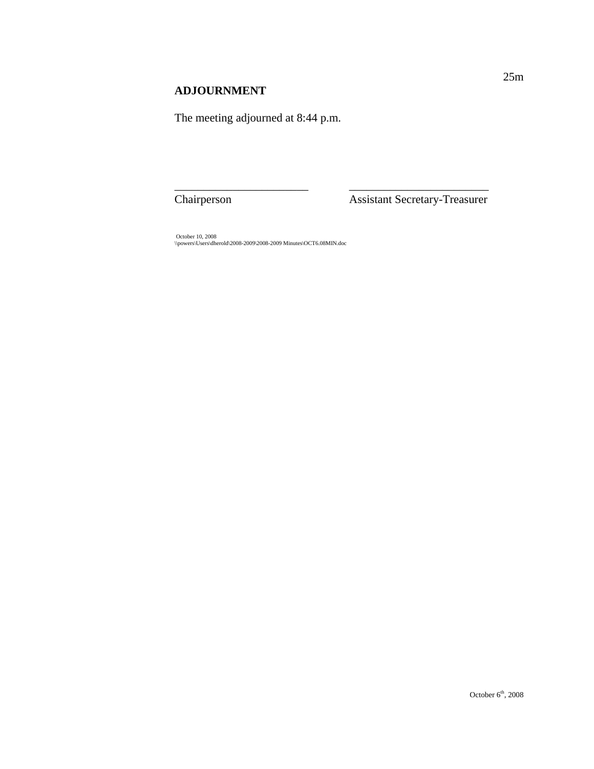## ADJOURNMENT

The meeting adjourned at 8:44 p.m.

\_\_\_\_\_\_\_\_\_\_\_\_\_\_\_\_\_\_\_\_\_\_\_\_ \_\_\_\_\_\_\_\_\_\_\_\_\_\_\_\_\_\_\_\_\_\_\_\_\_

Chairperson Assistant Secretary-Treasurer

October 10, 2008
\\powers\Users\dherold\2008-2009\2008-2009 Minutes\OCT6.08MIN.doc